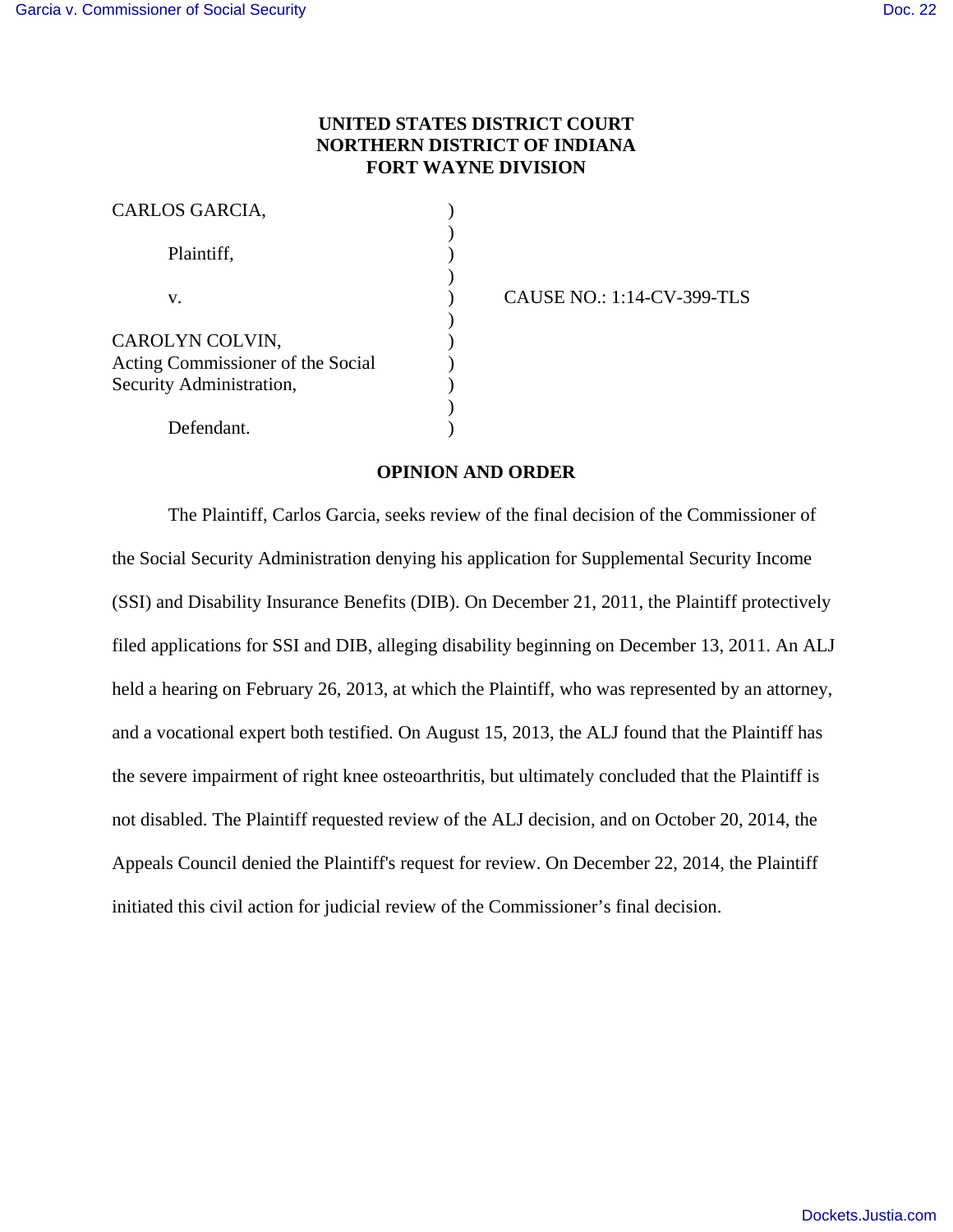**UNITED STATES DISTRICT COURT**
**NORTHERN DISTRICT OF INDIANA**
**FORT WAYNE DIVISION**

CARLOS GARCIA,

Plaintiff,

v. CAUSE NO.: 1:14-CV-399-TLS

CAROLYN COLVIN,
Acting Commissioner of the Social Security Administration,

Defendant.

**OPINION AND ORDER**

The Plaintiff, Carlos Garcia, seeks review of the final decision of the Commissioner of the Social Security Administration denying his application for Supplemental Security Income (SSI) and Disability Insurance Benefits (DIB). On December 21, 2011, the Plaintiff protectively filed applications for SSI and DIB, alleging disability beginning on December 13, 2011. An ALJ held a hearing on February 26, 2013, at which the Plaintiff, who was represented by an attorney, and a vocational expert both testified. On August 15, 2013, the ALJ found that the Plaintiff has the severe impairment of right knee osteoarthritis, but ultimately concluded that the Plaintiff is not disabled. The Plaintiff requested review of the ALJ decision, and on October 20, 2014, the Appeals Council denied the Plaintiff's request for review. On December 22, 2014, the Plaintiff initiated this civil action for judicial review of the Commissioner's final decision.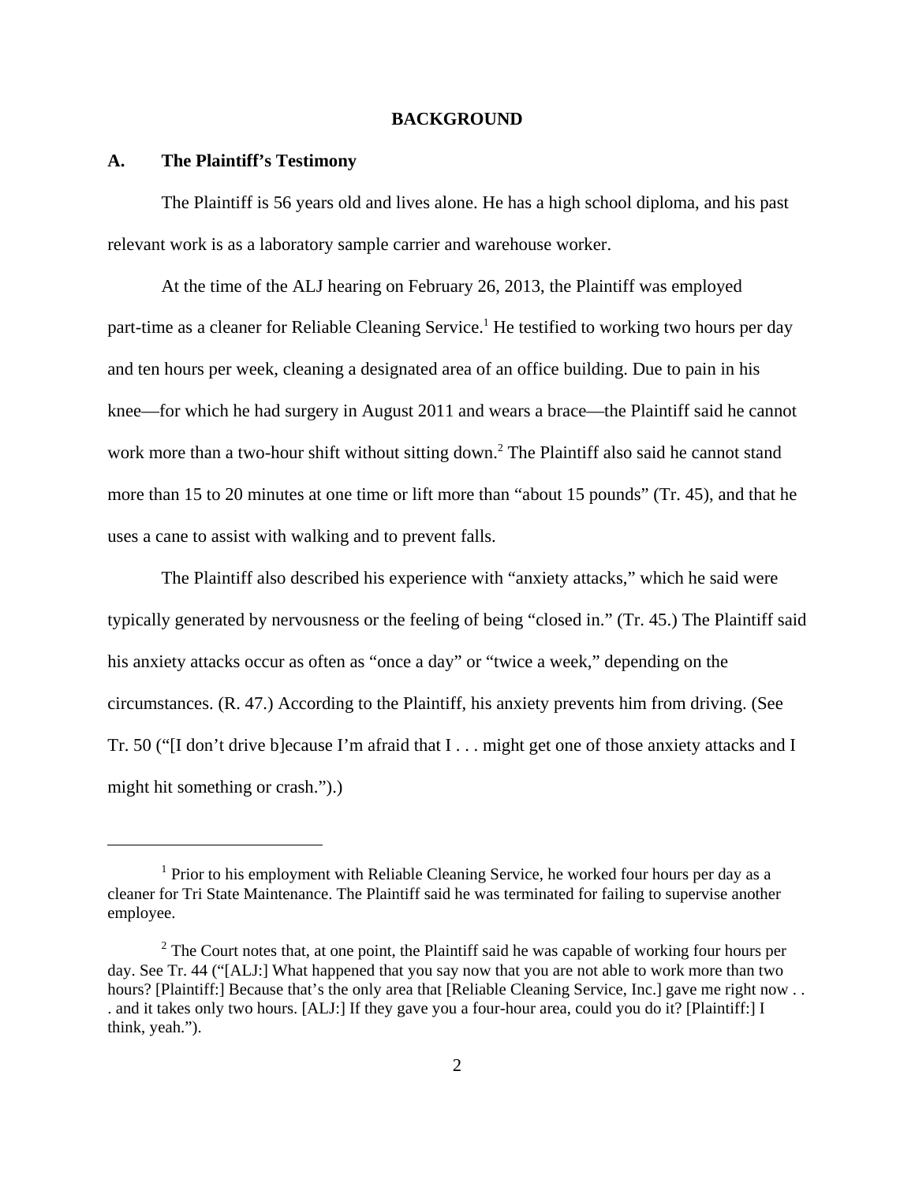## BACKGROUND

### A. The Plaintiff's Testimony

The Plaintiff is 56 years old and lives alone. He has a high school diploma, and his past relevant work is as a laboratory sample carrier and warehouse worker.

At the time of the ALJ hearing on February 26, 2013, the Plaintiff was employed part-time as a cleaner for Reliable Cleaning Service.[1] He testified to working two hours per day and ten hours per week, cleaning a designated area of an office building. Due to pain in his knee—for which he had surgery in August 2011 and wears a brace—the Plaintiff said he cannot work more than a two-hour shift without sitting down.[2] The Plaintiff also said he cannot stand more than 15 to 20 minutes at one time or lift more than "about 15 pounds" (Tr. 45), and that he uses a cane to assist with walking and to prevent falls.

The Plaintiff also described his experience with "anxiety attacks," which he said were typically generated by nervousness or the feeling of being "closed in." (Tr. 45.) The Plaintiff said his anxiety attacks occur as often as "once a day" or "twice a week," depending on the circumstances. (R. 47.) According to the Plaintiff, his anxiety prevents him from driving. (See Tr. 50 ("[I don't drive b]ecause I'm afraid that I . . . might get one of those anxiety attacks and I might hit something or crash.").)

---

[1] Prior to his employment with Reliable Cleaning Service, he worked four hours per day as a cleaner for Tri State Maintenance. The Plaintiff said he was terminated for failing to supervise another employee.

[2] The Court notes that, at one point, the Plaintiff said he was capable of working four hours per day. See Tr. 44 ("[ALJ:] What happened that you say now that you are not able to work more than two hours? [Plaintiff:] Because that's the only area that [Reliable Cleaning Service, Inc.] gave me right now . . . and it takes only two hours. [ALJ:] If they gave you a four-hour area, could you do it? [Plaintiff:] I think, yeah.").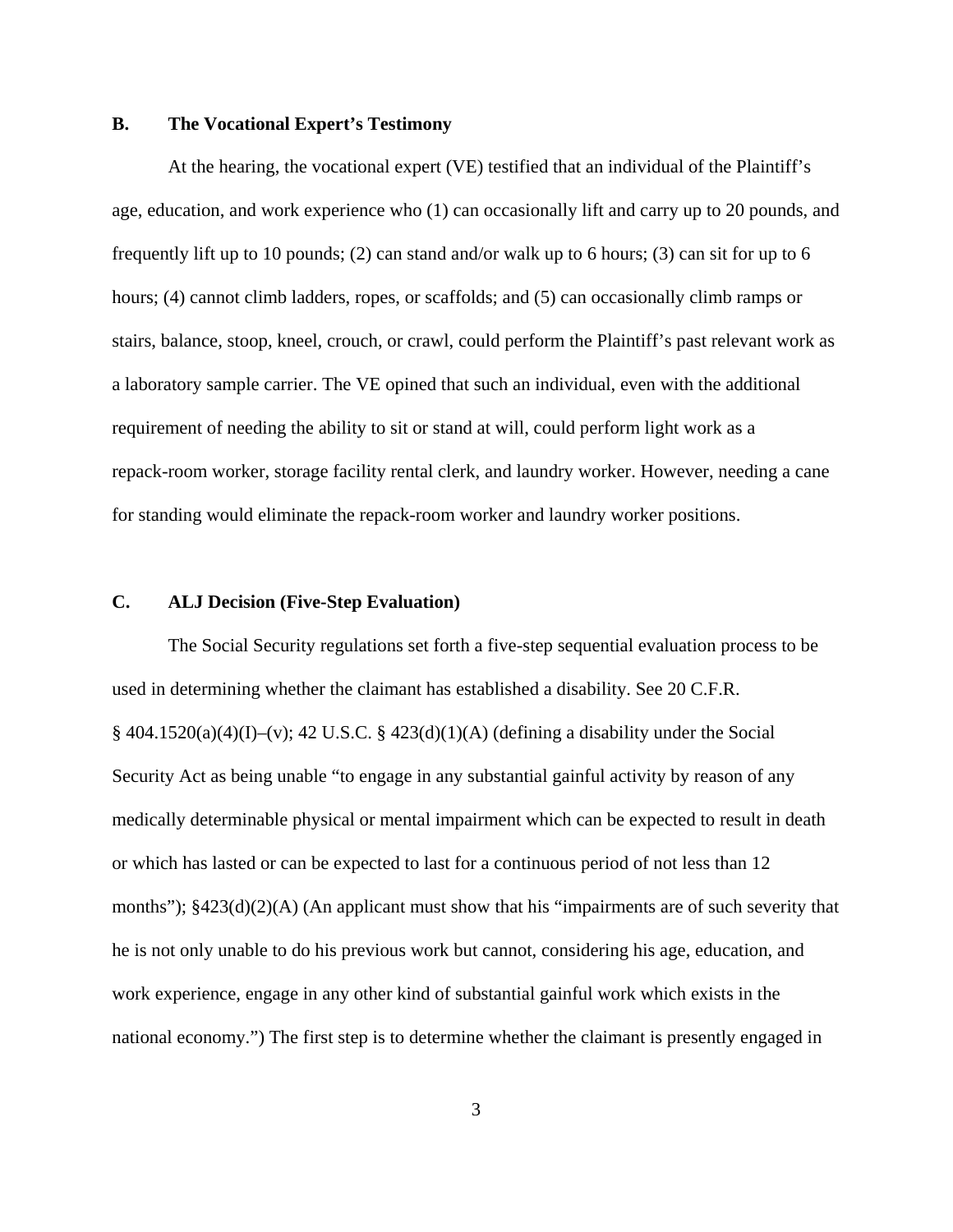### B. The Vocational Expert's Testimony

At the hearing, the vocational expert (VE) testified that an individual of the Plaintiff's age, education, and work experience who (1) can occasionally lift and carry up to 20 pounds, and frequently lift up to 10 pounds; (2) can stand and/or walk up to 6 hours; (3) can sit for up to 6 hours; (4) cannot climb ladders, ropes, or scaffolds; and (5) can occasionally climb ramps or stairs, balance, stoop, kneel, crouch, or crawl, could perform the Plaintiff's past relevant work as a laboratory sample carrier. The VE opined that such an individual, even with the additional requirement of needing the ability to sit or stand at will, could perform light work as a repack-room worker, storage facility rental clerk, and laundry worker. However, needing a cane for standing would eliminate the repack-room worker and laundry worker positions.

### C. ALJ Decision (Five-Step Evaluation)

The Social Security regulations set forth a five-step sequential evaluation process to be used in determining whether the claimant has established a disability. See 20 C.F.R. § 404.1520(a)(4)(I)–(v); 42 U.S.C. § 423(d)(1)(A) (defining a disability under the Social Security Act as being unable "to engage in any substantial gainful activity by reason of any medically determinable physical or mental impairment which can be expected to result in death or which has lasted or can be expected to last for a continuous period of not less than 12 months"); §423(d)(2)(A) (An applicant must show that his "impairments are of such severity that he is not only unable to do his previous work but cannot, considering his age, education, and work experience, engage in any other kind of substantial gainful work which exists in the national economy.") The first step is to determine whether the claimant is presently engaged in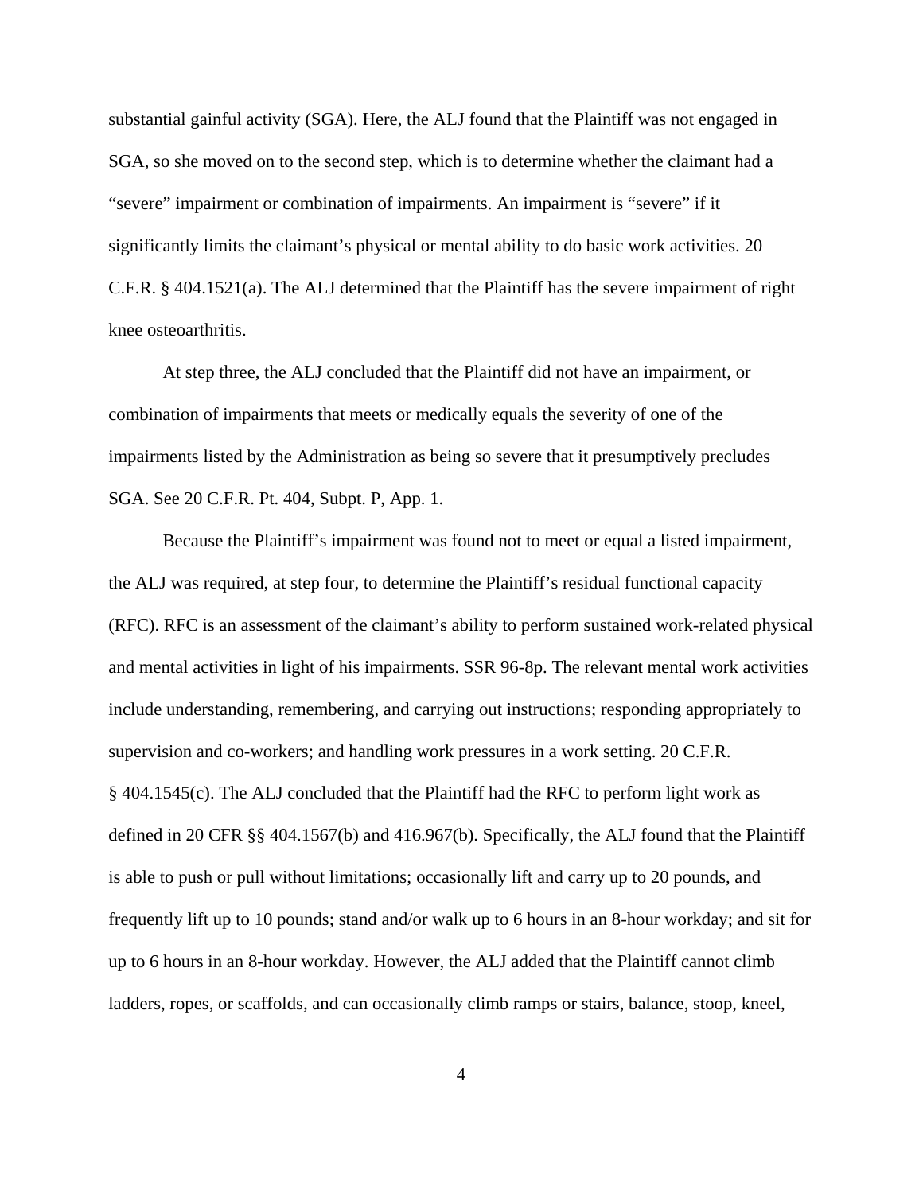substantial gainful activity (SGA). Here, the ALJ found that the Plaintiff was not engaged in SGA, so she moved on to the second step, which is to determine whether the claimant had a "severe" impairment or combination of impairments. An impairment is "severe" if it significantly limits the claimant's physical or mental ability to do basic work activities. 20 C.F.R. § 404.1521(a). The ALJ determined that the Plaintiff has the severe impairment of right knee osteoarthritis.

At step three, the ALJ concluded that the Plaintiff did not have an impairment, or combination of impairments that meets or medically equals the severity of one of the impairments listed by the Administration as being so severe that it presumptively precludes SGA. See 20 C.F.R. Pt. 404, Subpt. P, App. 1.

Because the Plaintiff's impairment was found not to meet or equal a listed impairment, the ALJ was required, at step four, to determine the Plaintiff's residual functional capacity (RFC). RFC is an assessment of the claimant's ability to perform sustained work-related physical and mental activities in light of his impairments. SSR 96-8p. The relevant mental work activities include understanding, remembering, and carrying out instructions; responding appropriately to supervision and co-workers; and handling work pressures in a work setting. 20 C.F.R. § 404.1545(c). The ALJ concluded that the Plaintiff had the RFC to perform light work as defined in 20 CFR §§ 404.1567(b) and 416.967(b). Specifically, the ALJ found that the Plaintiff is able to push or pull without limitations; occasionally lift and carry up to 20 pounds, and frequently lift up to 10 pounds; stand and/or walk up to 6 hours in an 8-hour workday; and sit for up to 6 hours in an 8-hour workday. However, the ALJ added that the Plaintiff cannot climb ladders, ropes, or scaffolds, and can occasionally climb ramps or stairs, balance, stoop, kneel,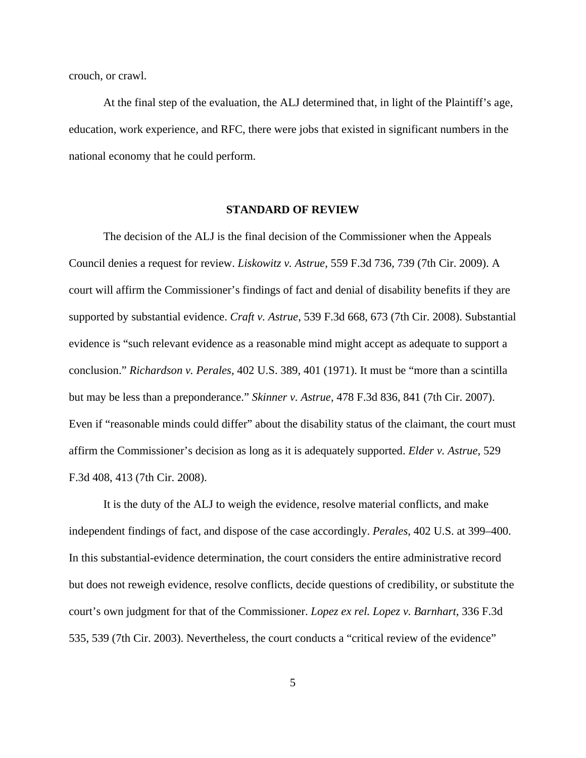crouch, or crawl.

At the final step of the evaluation, the ALJ determined that, in light of the Plaintiff's age, education, work experience, and RFC, there were jobs that existed in significant numbers in the national economy that he could perform.

## STANDARD OF REVIEW

The decision of the ALJ is the final decision of the Commissioner when the Appeals Council denies a request for review. *Liskowitz v. Astrue*, 559 F.3d 736, 739 (7th Cir. 2009). A court will affirm the Commissioner's findings of fact and denial of disability benefits if they are supported by substantial evidence. *Craft v. Astrue*, 539 F.3d 668, 673 (7th Cir. 2008). Substantial evidence is "such relevant evidence as a reasonable mind might accept as adequate to support a conclusion." *Richardson v. Perales*, 402 U.S. 389, 401 (1971). It must be "more than a scintilla but may be less than a preponderance." *Skinner v. Astrue*, 478 F.3d 836, 841 (7th Cir. 2007). Even if "reasonable minds could differ" about the disability status of the claimant, the court must affirm the Commissioner's decision as long as it is adequately supported. *Elder v. Astrue*, 529 F.3d 408, 413 (7th Cir. 2008).

It is the duty of the ALJ to weigh the evidence, resolve material conflicts, and make independent findings of fact, and dispose of the case accordingly. *Perales*, 402 U.S. at 399–400. In this substantial-evidence determination, the court considers the entire administrative record but does not reweigh evidence, resolve conflicts, decide questions of credibility, or substitute the court's own judgment for that of the Commissioner. *Lopez ex rel. Lopez v. Barnhart*, 336 F.3d 535, 539 (7th Cir. 2003). Nevertheless, the court conducts a "critical review of the evidence"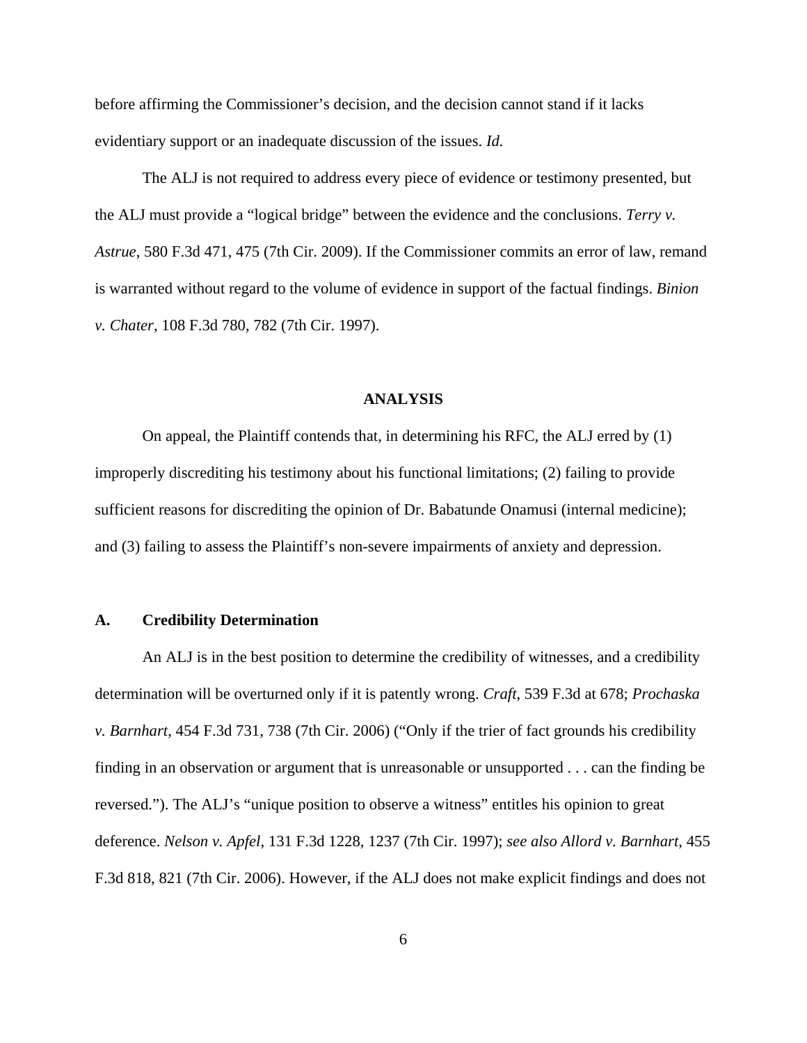before affirming the Commissioner's decision, and the decision cannot stand if it lacks evidentiary support or an inadequate discussion of the issues. *Id.*

The ALJ is not required to address every piece of evidence or testimony presented, but the ALJ must provide a "logical bridge" between the evidence and the conclusions. *Terry v. Astrue*, 580 F.3d 471, 475 (7th Cir. 2009). If the Commissioner commits an error of law, remand is warranted without regard to the volume of evidence in support of the factual findings. *Binion v. Chater*, 108 F.3d 780, 782 (7th Cir. 1997).

## ANALYSIS

On appeal, the Plaintiff contends that, in determining his RFC, the ALJ erred by (1) improperly discrediting his testimony about his functional limitations; (2) failing to provide sufficient reasons for discrediting the opinion of Dr. Babatunde Onamusi (internal medicine); and (3) failing to assess the Plaintiff's non-severe impairments of anxiety and depression.

### A. Credibility Determination

An ALJ is in the best position to determine the credibility of witnesses, and a credibility determination will be overturned only if it is patently wrong. *Craft*, 539 F.3d at 678; *Prochaska v. Barnhart*, 454 F.3d 731, 738 (7th Cir. 2006) ("Only if the trier of fact grounds his credibility finding in an observation or argument that is unreasonable or unsupported . . . can the finding be reversed."). The ALJ's "unique position to observe a witness" entitles his opinion to great deference. *Nelson v. Apfel*, 131 F.3d 1228, 1237 (7th Cir. 1997); *see also Allord v. Barnhart*, 455 F.3d 818, 821 (7th Cir. 2006). However, if the ALJ does not make explicit findings and does not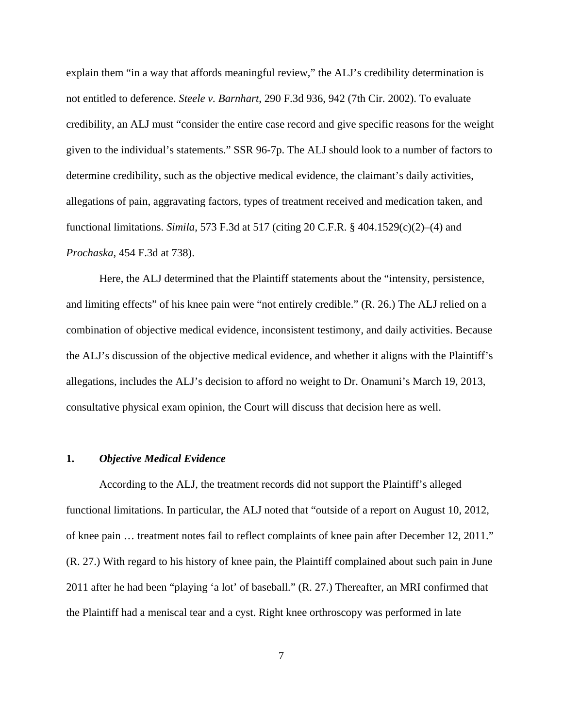explain them "in a way that affords meaningful review," the ALJ's credibility determination is not entitled to deference. *Steele v. Barnhart*, 290 F.3d 936, 942 (7th Cir. 2002). To evaluate credibility, an ALJ must "consider the entire case record and give specific reasons for the weight given to the individual's statements." SSR 96-7p. The ALJ should look to a number of factors to determine credibility, such as the objective medical evidence, the claimant's daily activities, allegations of pain, aggravating factors, types of treatment received and medication taken, and functional limitations. *Simila*, 573 F.3d at 517 (citing 20 C.F.R. § 404.1529(c)(2)–(4) and *Prochaska*, 454 F.3d at 738).

Here, the ALJ determined that the Plaintiff statements about the "intensity, persistence, and limiting effects" of his knee pain were "not entirely credible." (R. 26.) The ALJ relied on a combination of objective medical evidence, inconsistent testimony, and daily activities. Because the ALJ's discussion of the objective medical evidence, and whether it aligns with the Plaintiff's allegations, includes the ALJ's decision to afford no weight to Dr. Onamuni's March 19, 2013, consultative physical exam opinion, the Court will discuss that decision here as well.

### 1. *Objective Medical Evidence*

According to the ALJ, the treatment records did not support the Plaintiff's alleged functional limitations. In particular, the ALJ noted that "outside of a report on August 10, 2012, of knee pain … treatment notes fail to reflect complaints of knee pain after December 12, 2011." (R. 27.) With regard to his history of knee pain, the Plaintiff complained about such pain in June 2011 after he had been "playing 'a lot' of baseball." (R. 27.) Thereafter, an MRI confirmed that the Plaintiff had a meniscal tear and a cyst. Right knee orthroscopy was performed in late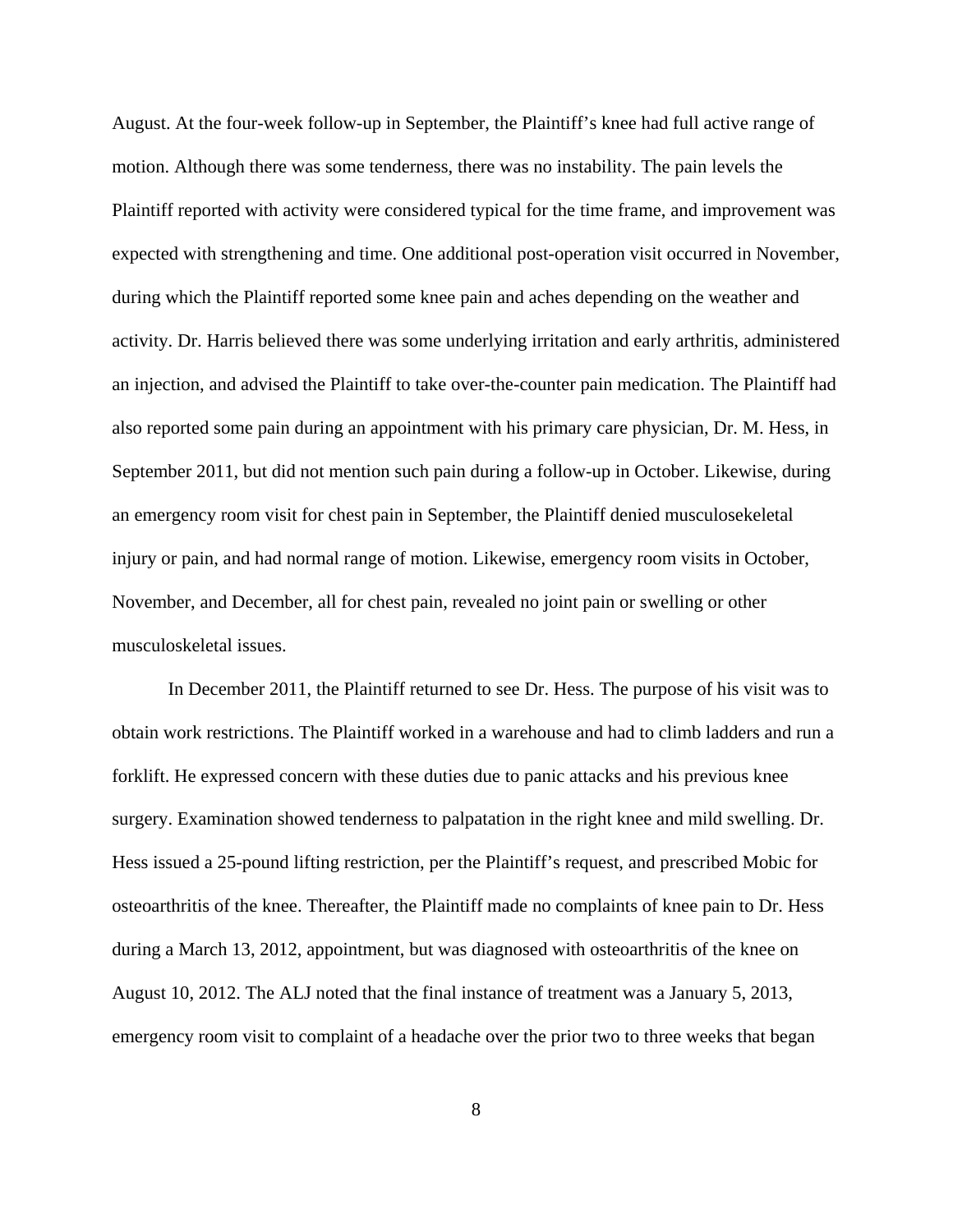August. At the four-week follow-up in September, the Plaintiff's knee had full active range of motion. Although there was some tenderness, there was no instability. The pain levels the Plaintiff reported with activity were considered typical for the time frame, and improvement was expected with strengthening and time. One additional post-operation visit occurred in November, during which the Plaintiff reported some knee pain and aches depending on the weather and activity. Dr. Harris believed there was some underlying irritation and early arthritis, administered an injection, and advised the Plaintiff to take over-the-counter pain medication. The Plaintiff had also reported some pain during an appointment with his primary care physician, Dr. M. Hess, in September 2011, but did not mention such pain during a follow-up in October. Likewise, during an emergency room visit for chest pain in September, the Plaintiff denied musculosekeletal injury or pain, and had normal range of motion. Likewise, emergency room visits in October, November, and December, all for chest pain, revealed no joint pain or swelling or other musculoskeletal issues.

In December 2011, the Plaintiff returned to see Dr. Hess. The purpose of his visit was to obtain work restrictions. The Plaintiff worked in a warehouse and had to climb ladders and run a forklift. He expressed concern with these duties due to panic attacks and his previous knee surgery. Examination showed tenderness to palpatation in the right knee and mild swelling. Dr. Hess issued a 25-pound lifting restriction, per the Plaintiff's request, and prescribed Mobic for osteoarthritis of the knee. Thereafter, the Plaintiff made no complaints of knee pain to Dr. Hess during a March 13, 2012, appointment, but was diagnosed with osteoarthritis of the knee on August 10, 2012. The ALJ noted that the final instance of treatment was a January 5, 2013, emergency room visit to complaint of a headache over the prior two to three weeks that began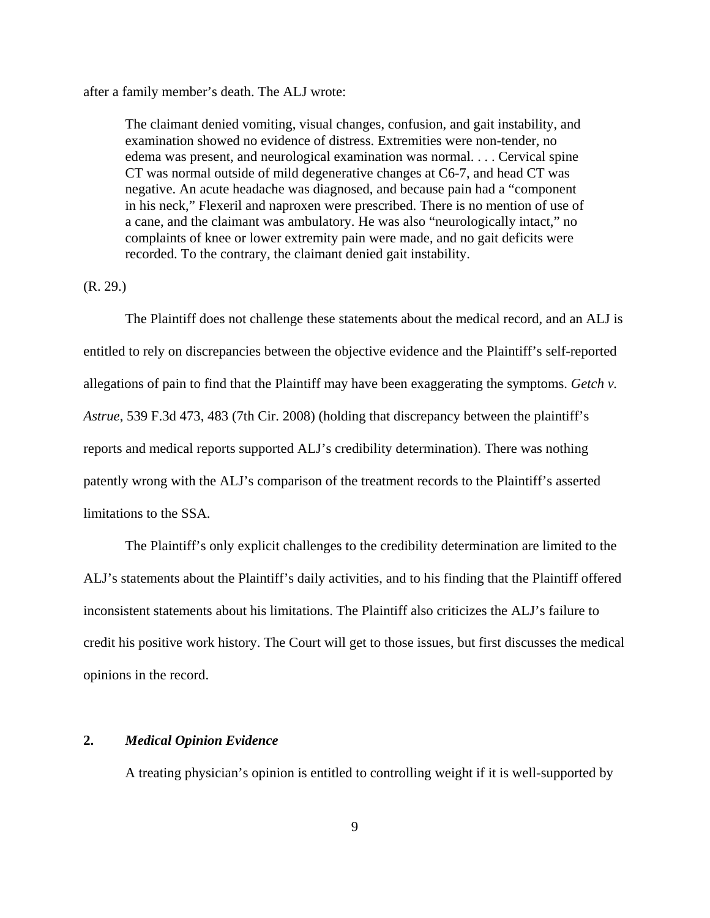after a family member's death. The ALJ wrote:

> The claimant denied vomiting, visual changes, confusion, and gait instability, and examination showed no evidence of distress. Extremities were non-tender, no edema was present, and neurological examination was normal. . . . Cervical spine CT was normal outside of mild degenerative changes at C6-7, and head CT was negative. An acute headache was diagnosed, and because pain had a "component in his neck," Flexeril and naproxen were prescribed. There is no mention of use of a cane, and the claimant was ambulatory. He was also "neurologically intact," no complaints of knee or lower extremity pain were made, and no gait deficits were recorded. To the contrary, the claimant denied gait instability.

(R. 29.)

The Plaintiff does not challenge these statements about the medical record, and an ALJ is entitled to rely on discrepancies between the objective evidence and the Plaintiff's self-reported allegations of pain to find that the Plaintiff may have been exaggerating the symptoms. *Getch v. Astrue*, 539 F.3d 473, 483 (7th Cir. 2008) (holding that discrepancy between the plaintiff's reports and medical reports supported ALJ's credibility determination). There was nothing patently wrong with the ALJ's comparison of the treatment records to the Plaintiff's asserted limitations to the SSA.

The Plaintiff's only explicit challenges to the credibility determination are limited to the ALJ's statements about the Plaintiff's daily activities, and to his finding that the Plaintiff offered inconsistent statements about his limitations. The Plaintiff also criticizes the ALJ's failure to credit his positive work history. The Court will get to those issues, but first discusses the medical opinions in the record.

### 2. *Medical Opinion Evidence*

A treating physician's opinion is entitled to controlling weight if it is well-supported by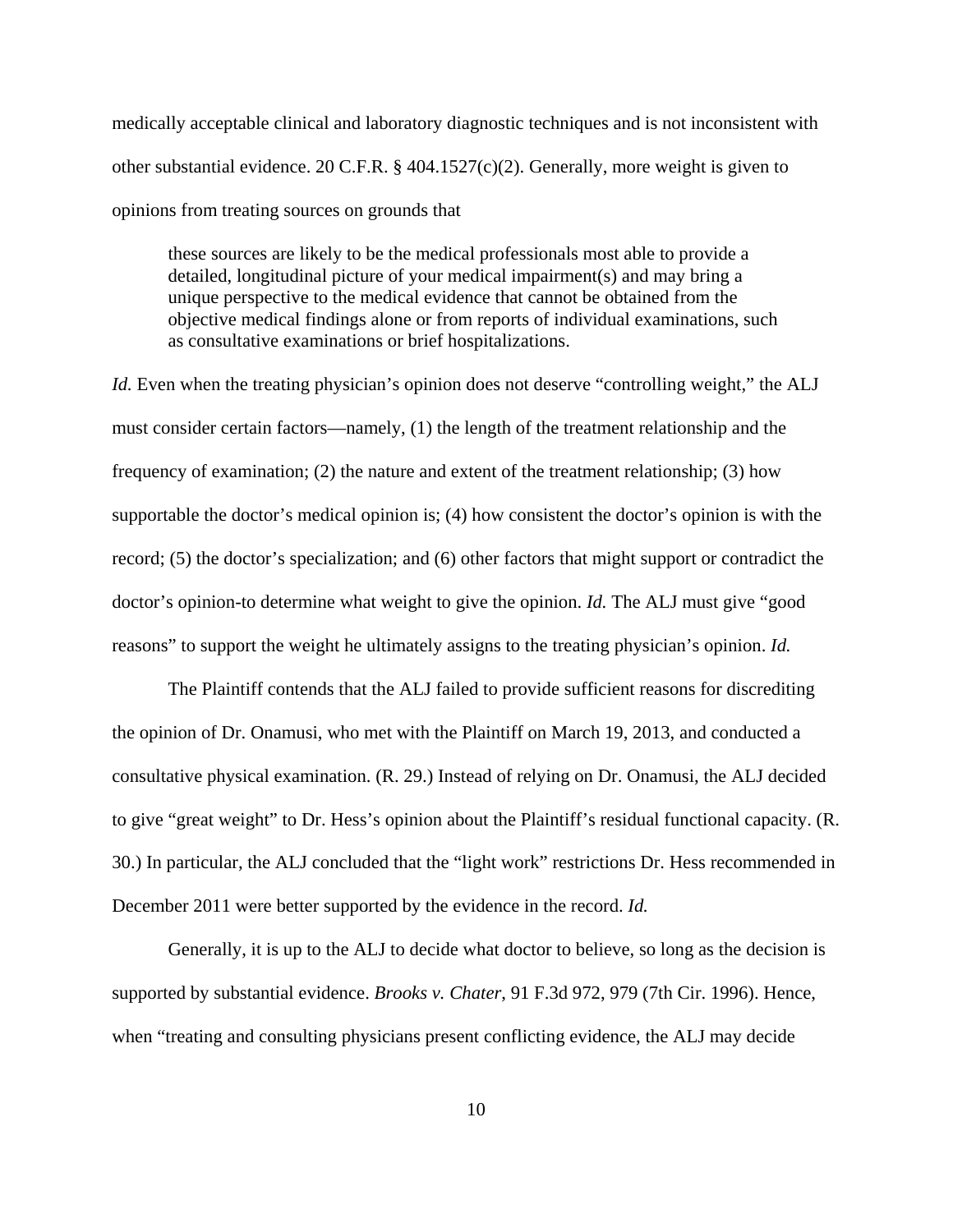medically acceptable clinical and laboratory diagnostic techniques and is not inconsistent with other substantial evidence. 20 C.F.R. § 404.1527(c)(2). Generally, more weight is given to opinions from treating sources on grounds that

> these sources are likely to be the medical professionals most able to provide a detailed, longitudinal picture of your medical impairment(s) and may bring a unique perspective to the medical evidence that cannot be obtained from the objective medical findings alone or from reports of individual examinations, such as consultative examinations or brief hospitalizations.

*Id.* Even when the treating physician's opinion does not deserve "controlling weight," the ALJ must consider certain factors—namely, (1) the length of the treatment relationship and the frequency of examination; (2) the nature and extent of the treatment relationship; (3) how supportable the doctor's medical opinion is; (4) how consistent the doctor's opinion is with the record; (5) the doctor's specialization; and (6) other factors that might support or contradict the doctor's opinion-to determine what weight to give the opinion. *Id.* The ALJ must give "good reasons" to support the weight he ultimately assigns to the treating physician's opinion. *Id.*

The Plaintiff contends that the ALJ failed to provide sufficient reasons for discrediting the opinion of Dr. Onamusi, who met with the Plaintiff on March 19, 2013, and conducted a consultative physical examination. (R. 29.) Instead of relying on Dr. Onamusi, the ALJ decided to give "great weight" to Dr. Hess's opinion about the Plaintiff's residual functional capacity. (R. 30.) In particular, the ALJ concluded that the "light work" restrictions Dr. Hess recommended in December 2011 were better supported by the evidence in the record. *Id.*

Generally, it is up to the ALJ to decide what doctor to believe, so long as the decision is supported by substantial evidence. *Brooks v. Chater*, 91 F.3d 972, 979 (7th Cir. 1996). Hence, when "treating and consulting physicians present conflicting evidence, the ALJ may decide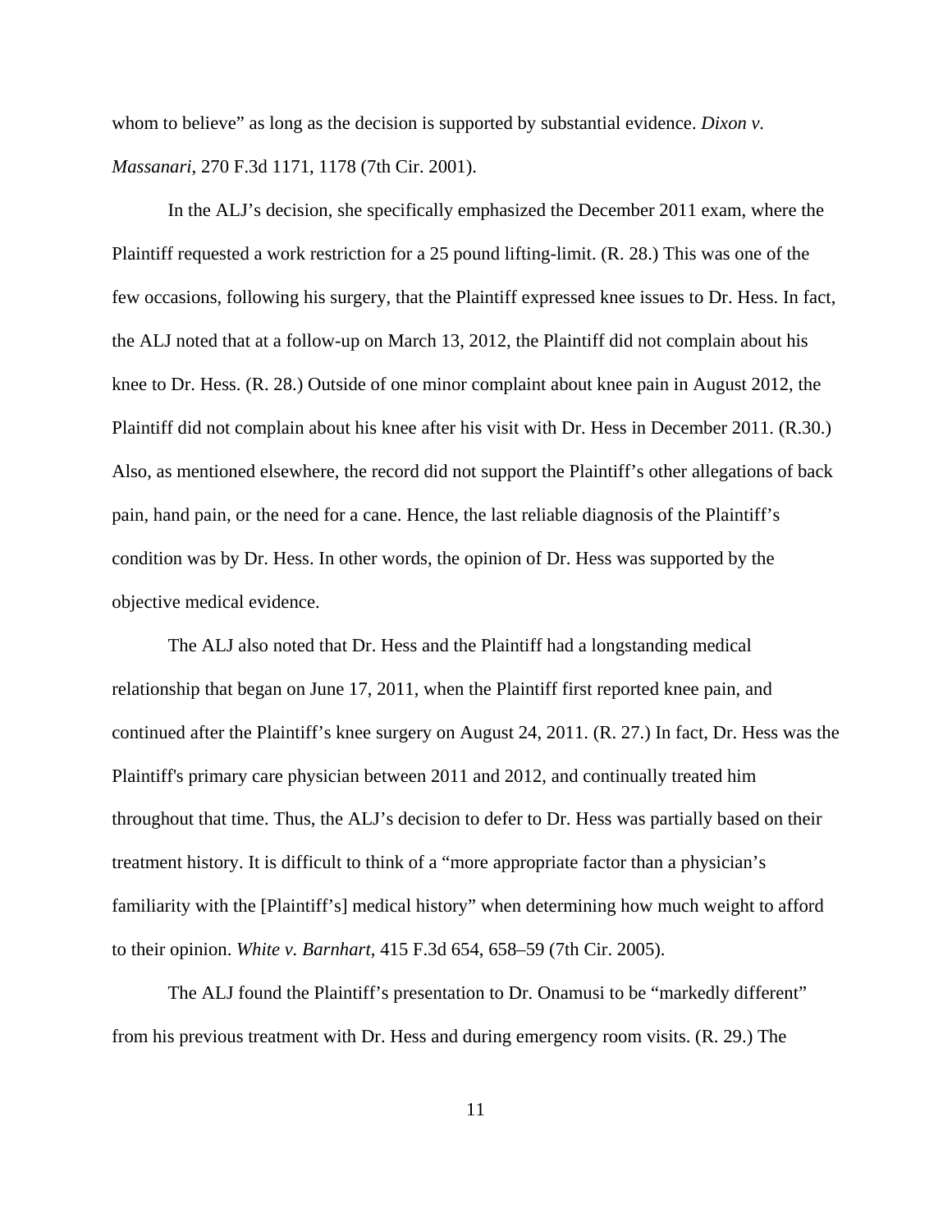whom to believe" as long as the decision is supported by substantial evidence. *Dixon v. Massanari*, 270 F.3d 1171, 1178 (7th Cir. 2001).

In the ALJ's decision, she specifically emphasized the December 2011 exam, where the Plaintiff requested a work restriction for a 25 pound lifting-limit. (R. 28.) This was one of the few occasions, following his surgery, that the Plaintiff expressed knee issues to Dr. Hess. In fact, the ALJ noted that at a follow-up on March 13, 2012, the Plaintiff did not complain about his knee to Dr. Hess. (R. 28.) Outside of one minor complaint about knee pain in August 2012, the Plaintiff did not complain about his knee after his visit with Dr. Hess in December 2011. (R.30.) Also, as mentioned elsewhere, the record did not support the Plaintiff's other allegations of back pain, hand pain, or the need for a cane. Hence, the last reliable diagnosis of the Plaintiff's condition was by Dr. Hess. In other words, the opinion of Dr. Hess was supported by the objective medical evidence.

The ALJ also noted that Dr. Hess and the Plaintiff had a longstanding medical relationship that began on June 17, 2011, when the Plaintiff first reported knee pain, and continued after the Plaintiff's knee surgery on August 24, 2011. (R. 27.) In fact, Dr. Hess was the Plaintiff's primary care physician between 2011 and 2012, and continually treated him throughout that time. Thus, the ALJ's decision to defer to Dr. Hess was partially based on their treatment history. It is difficult to think of a "more appropriate factor than a physician's familiarity with the [Plaintiff's] medical history" when determining how much weight to afford to their opinion. *White v. Barnhart*, 415 F.3d 654, 658–59 (7th Cir. 2005).

The ALJ found the Plaintiff's presentation to Dr. Onamusi to be "markedly different" from his previous treatment with Dr. Hess and during emergency room visits. (R. 29.) The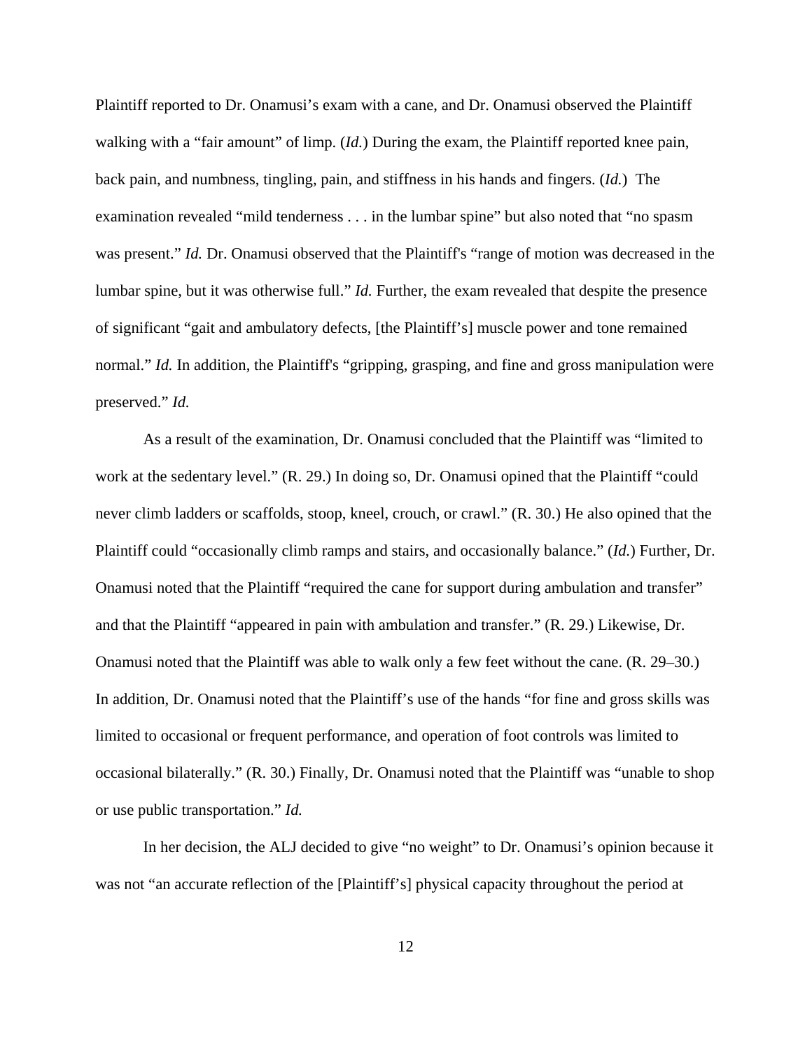Plaintiff reported to Dr. Onamusi's exam with a cane, and Dr. Onamusi observed the Plaintiff walking with a "fair amount" of limp. (*Id.*) During the exam, the Plaintiff reported knee pain, back pain, and numbness, tingling, pain, and stiffness in his hands and fingers. (*Id.*) The examination revealed "mild tenderness . . . in the lumbar spine" but also noted that "no spasm was present." *Id.* Dr. Onamusi observed that the Plaintiff's "range of motion was decreased in the lumbar spine, but it was otherwise full." *Id.* Further, the exam revealed that despite the presence of significant "gait and ambulatory defects, [the Plaintiff's] muscle power and tone remained normal." *Id.* In addition, the Plaintiff's "gripping, grasping, and fine and gross manipulation were preserved." *Id.*

As a result of the examination, Dr. Onamusi concluded that the Plaintiff was "limited to work at the sedentary level." (R. 29.) In doing so, Dr. Onamusi opined that the Plaintiff "could never climb ladders or scaffolds, stoop, kneel, crouch, or crawl." (R. 30.) He also opined that the Plaintiff could "occasionally climb ramps and stairs, and occasionally balance." (*Id.*) Further, Dr. Onamusi noted that the Plaintiff "required the cane for support during ambulation and transfer" and that the Plaintiff "appeared in pain with ambulation and transfer." (R. 29.) Likewise, Dr. Onamusi noted that the Plaintiff was able to walk only a few feet without the cane. (R. 29–30.) In addition, Dr. Onamusi noted that the Plaintiff's use of the hands "for fine and gross skills was limited to occasional or frequent performance, and operation of foot controls was limited to occasional bilaterally." (R. 30.) Finally, Dr. Onamusi noted that the Plaintiff was "unable to shop or use public transportation." *Id.*

In her decision, the ALJ decided to give "no weight" to Dr. Onamusi's opinion because it was not "an accurate reflection of the [Plaintiff's] physical capacity throughout the period at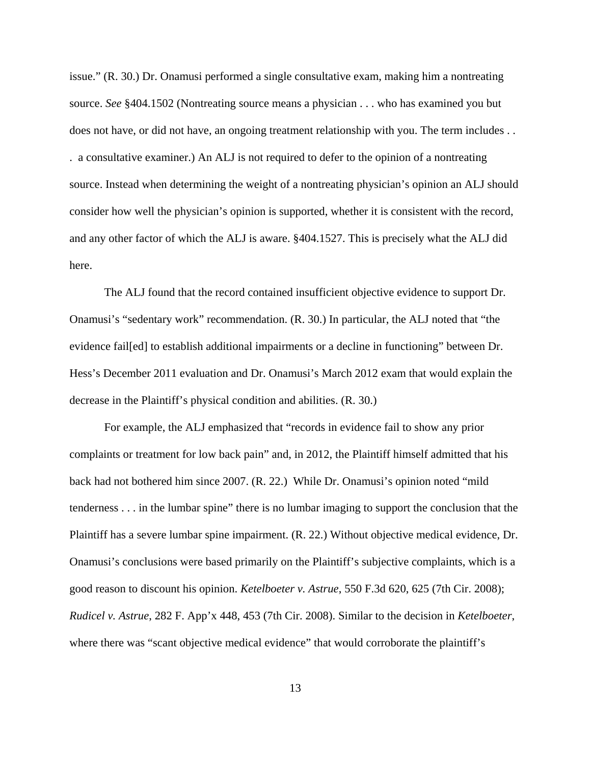issue." (R. 30.) Dr. Onamusi performed a single consultative exam, making him a nontreating source. *See* §404.1502 (Nontreating source means a physician . . . who has examined you but does not have, or did not have, an ongoing treatment relationship with you. The term includes . . . a consultative examiner.) An ALJ is not required to defer to the opinion of a nontreating source. Instead when determining the weight of a nontreating physician's opinion an ALJ should consider how well the physician's opinion is supported, whether it is consistent with the record, and any other factor of which the ALJ is aware. §404.1527. This is precisely what the ALJ did here.

The ALJ found that the record contained insufficient objective evidence to support Dr. Onamusi's "sedentary work" recommendation. (R. 30.) In particular, the ALJ noted that "the evidence fail[ed] to establish additional impairments or a decline in functioning" between Dr. Hess's December 2011 evaluation and Dr. Onamusi's March 2012 exam that would explain the decrease in the Plaintiff's physical condition and abilities. (R. 30.)

For example, the ALJ emphasized that "records in evidence fail to show any prior complaints or treatment for low back pain" and, in 2012, the Plaintiff himself admitted that his back had not bothered him since 2007. (R. 22.) While Dr. Onamusi's opinion noted "mild tenderness . . . in the lumbar spine" there is no lumbar imaging to support the conclusion that the Plaintiff has a severe lumbar spine impairment. (R. 22.) Without objective medical evidence, Dr. Onamusi's conclusions were based primarily on the Plaintiff's subjective complaints, which is a good reason to discount his opinion. *Ketelboeter v. Astrue*, 550 F.3d 620, 625 (7th Cir. 2008); *Rudicel v. Astrue*, 282 F. App'x 448, 453 (7th Cir. 2008). Similar to the decision in *Ketelboeter*, where there was "scant objective medical evidence" that would corroborate the plaintiff's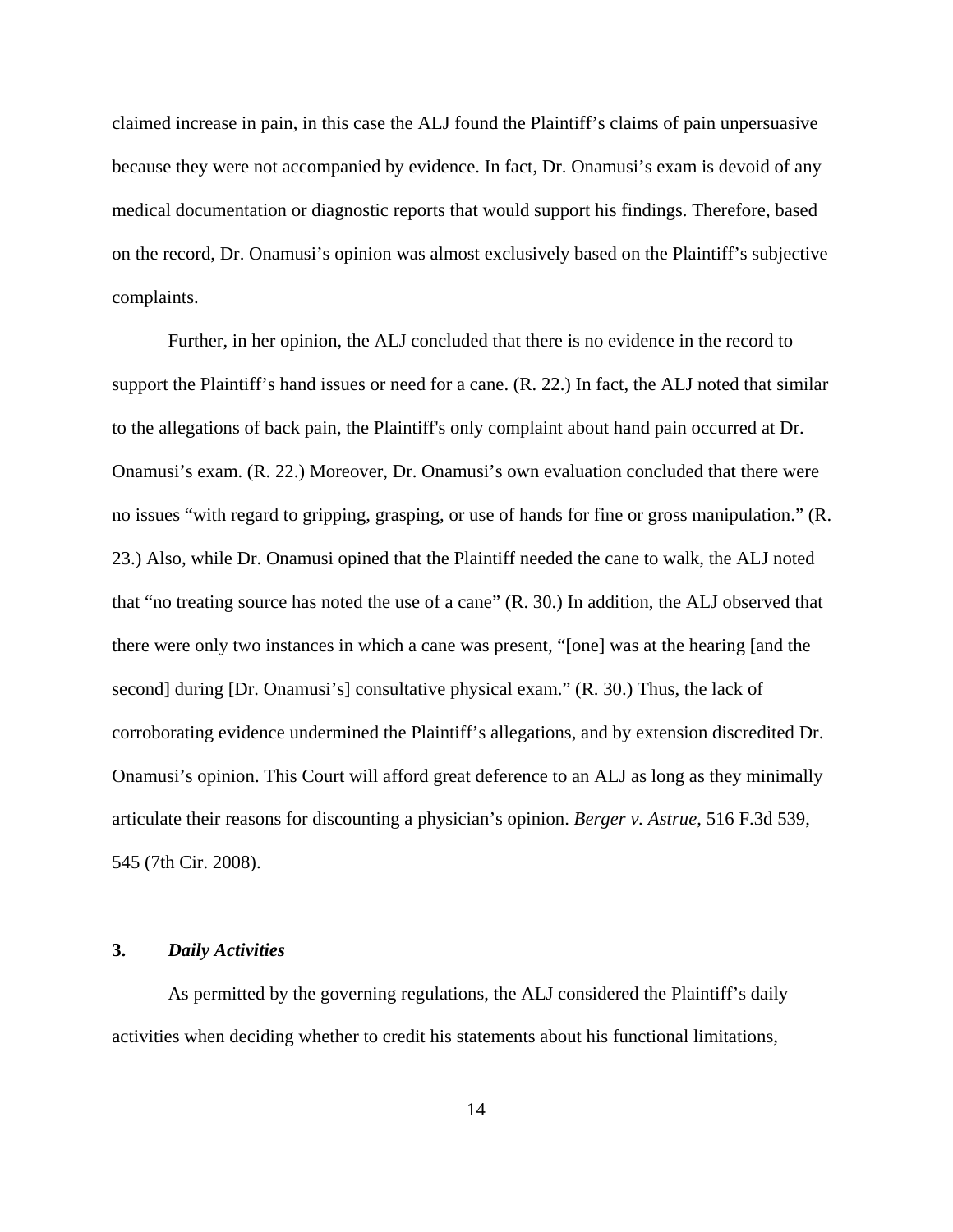claimed increase in pain, in this case the ALJ found the Plaintiff's claims of pain unpersuasive because they were not accompanied by evidence. In fact, Dr. Onamusi's exam is devoid of any medical documentation or diagnostic reports that would support his findings. Therefore, based on the record, Dr. Onamusi's opinion was almost exclusively based on the Plaintiff's subjective complaints.

Further, in her opinion, the ALJ concluded that there is no evidence in the record to support the Plaintiff's hand issues or need for a cane. (R. 22.) In fact, the ALJ noted that similar to the allegations of back pain, the Plaintiff's only complaint about hand pain occurred at Dr. Onamusi's exam. (R. 22.) Moreover, Dr. Onamusi's own evaluation concluded that there were no issues "with regard to gripping, grasping, or use of hands for fine or gross manipulation." (R. 23.) Also, while Dr. Onamusi opined that the Plaintiff needed the cane to walk, the ALJ noted that "no treating source has noted the use of a cane" (R. 30.) In addition, the ALJ observed that there were only two instances in which a cane was present, "[one] was at the hearing [and the second] during [Dr. Onamusi's] consultative physical exam." (R. 30.) Thus, the lack of corroborating evidence undermined the Plaintiff's allegations, and by extension discredited Dr. Onamusi's opinion. This Court will afford great deference to an ALJ as long as they minimally articulate their reasons for discounting a physician's opinion. *Berger v. Astrue*, 516 F.3d 539, 545 (7th Cir. 2008).

### 3. *Daily Activities*

As permitted by the governing regulations, the ALJ considered the Plaintiff's daily activities when deciding whether to credit his statements about his functional limitations,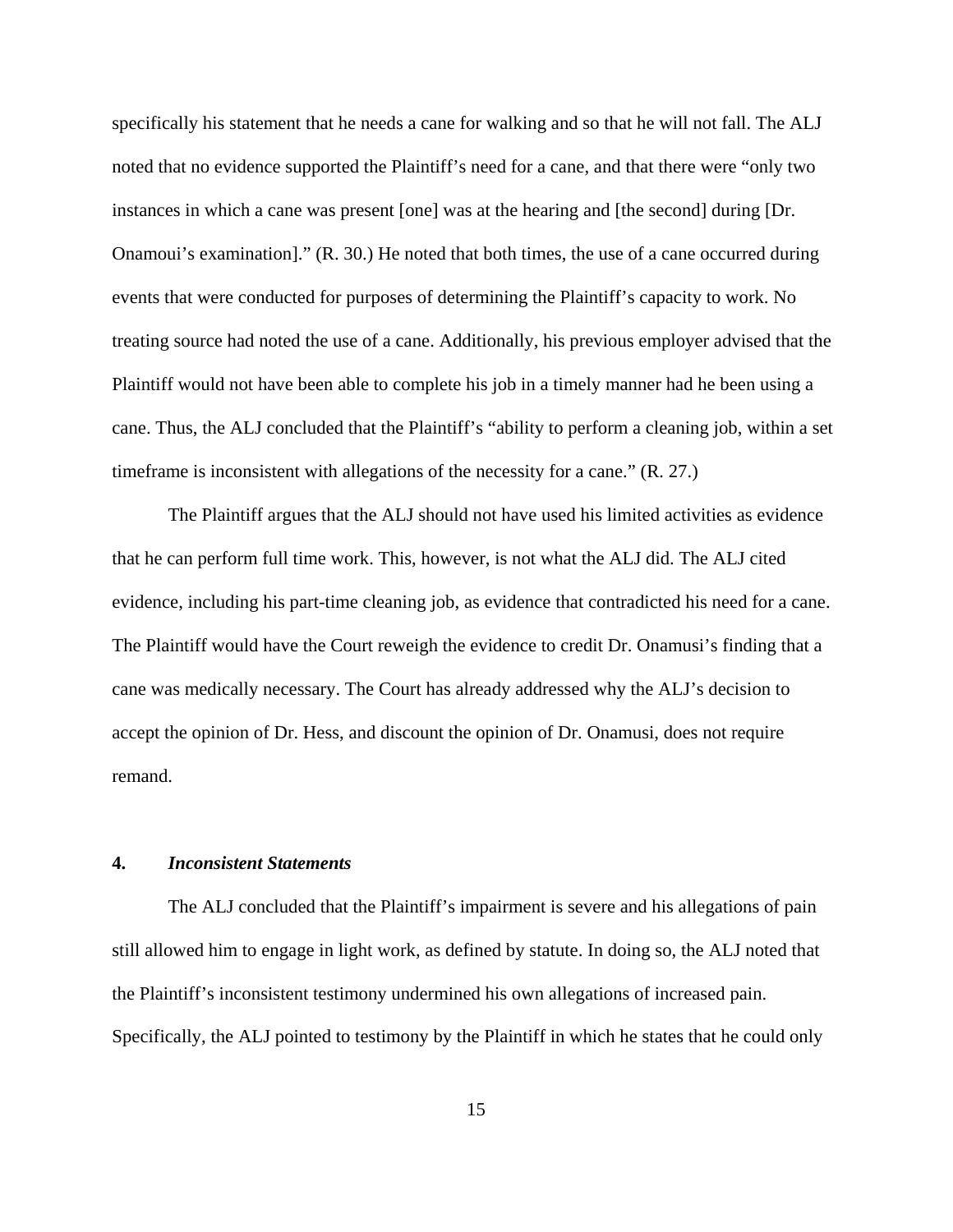specifically his statement that he needs a cane for walking and so that he will not fall. The ALJ noted that no evidence supported the Plaintiff's need for a cane, and that there were "only two instances in which a cane was present [one] was at the hearing and [the second] during [Dr. Onamoui's examination]." (R. 30.) He noted that both times, the use of a cane occurred during events that were conducted for purposes of determining the Plaintiff's capacity to work. No treating source had noted the use of a cane. Additionally, his previous employer advised that the Plaintiff would not have been able to complete his job in a timely manner had he been using a cane. Thus, the ALJ concluded that the Plaintiff's "ability to perform a cleaning job, within a set timeframe is inconsistent with allegations of the necessity for a cane." (R. 27.)

The Plaintiff argues that the ALJ should not have used his limited activities as evidence that he can perform full time work. This, however, is not what the ALJ did. The ALJ cited evidence, including his part-time cleaning job, as evidence that contradicted his need for a cane. The Plaintiff would have the Court reweigh the evidence to credit Dr. Onamusi's finding that a cane was medically necessary. The Court has already addressed why the ALJ's decision to accept the opinion of Dr. Hess, and discount the opinion of Dr. Onamusi, does not require remand.

**4.** ***Inconsistent Statements***

The ALJ concluded that the Plaintiff's impairment is severe and his allegations of pain still allowed him to engage in light work, as defined by statute. In doing so, the ALJ noted that the Plaintiff's inconsistent testimony undermined his own allegations of increased pain. Specifically, the ALJ pointed to testimony by the Plaintiff in which he states that he could only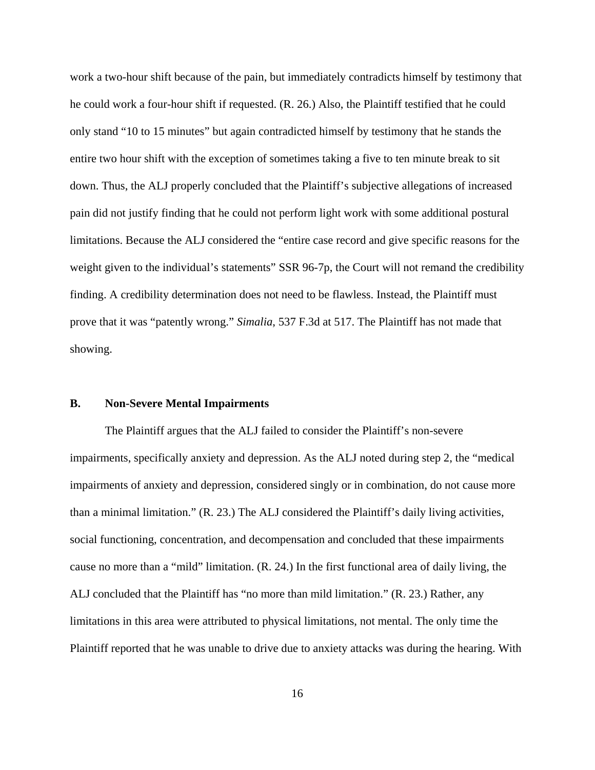work a two-hour shift because of the pain, but immediately contradicts himself by testimony that he could work a four-hour shift if requested. (R. 26.) Also, the Plaintiff testified that he could only stand "10 to 15 minutes" but again contradicted himself by testimony that he stands the entire two hour shift with the exception of sometimes taking a five to ten minute break to sit down. Thus, the ALJ properly concluded that the Plaintiff's subjective allegations of increased pain did not justify finding that he could not perform light work with some additional postural limitations. Because the ALJ considered the "entire case record and give specific reasons for the weight given to the individual's statements" SSR 96-7p, the Court will not remand the credibility finding. A credibility determination does not need to be flawless. Instead, the Plaintiff must prove that it was "patently wrong." *Simalia*, 537 F.3d at 517. The Plaintiff has not made that showing.

## B. Non-Severe Mental Impairments

The Plaintiff argues that the ALJ failed to consider the Plaintiff's non-severe impairments, specifically anxiety and depression. As the ALJ noted during step 2, the "medical impairments of anxiety and depression, considered singly or in combination, do not cause more than a minimal limitation." (R. 23.) The ALJ considered the Plaintiff's daily living activities, social functioning, concentration, and decompensation and concluded that these impairments cause no more than a "mild" limitation. (R. 24.) In the first functional area of daily living, the ALJ concluded that the Plaintiff has "no more than mild limitation." (R. 23.) Rather, any limitations in this area were attributed to physical limitations, not mental. The only time the Plaintiff reported that he was unable to drive due to anxiety attacks was during the hearing. With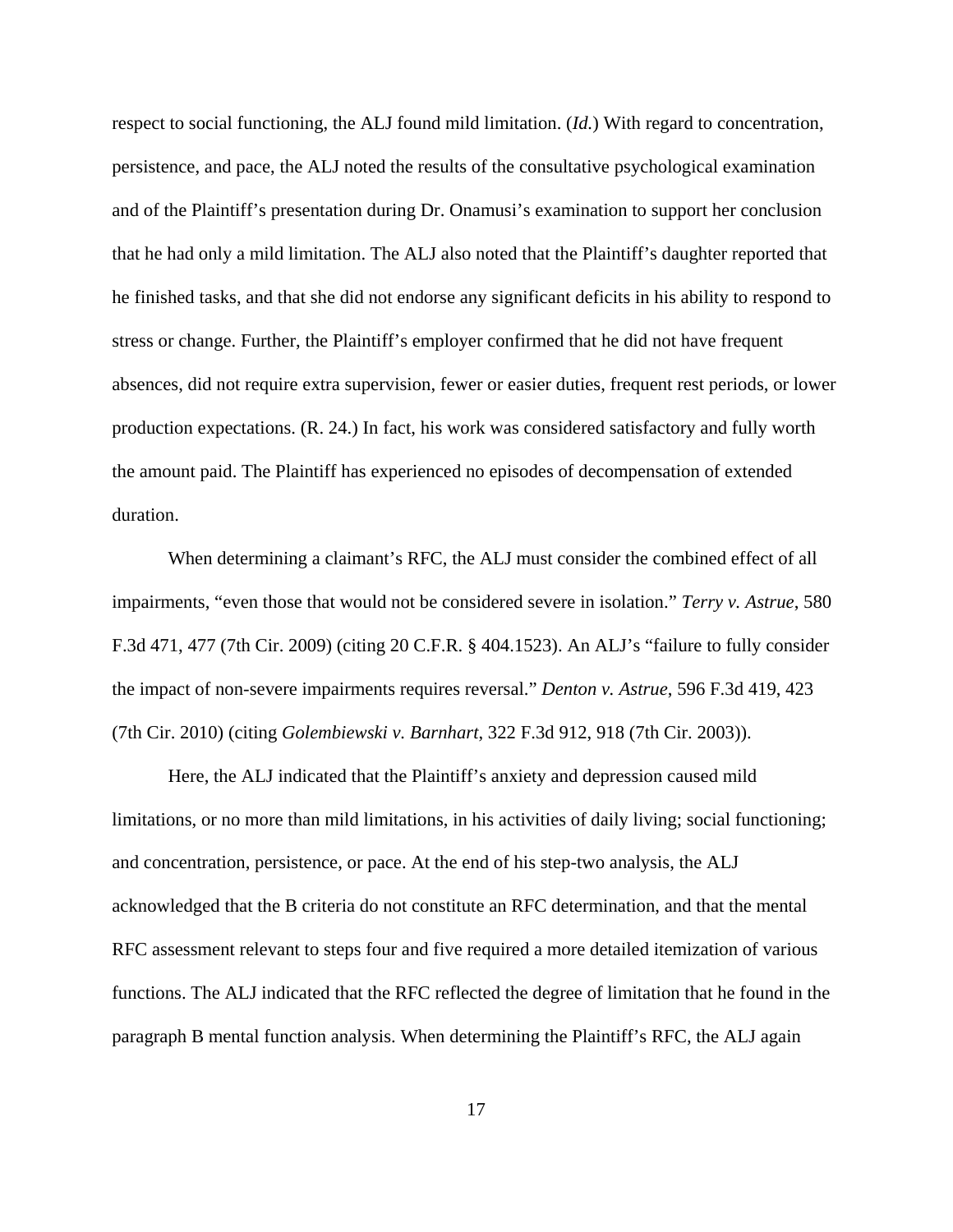respect to social functioning, the ALJ found mild limitation. (*Id.*) With regard to concentration, persistence, and pace, the ALJ noted the results of the consultative psychological examination and of the Plaintiff's presentation during Dr. Onamusi's examination to support her conclusion that he had only a mild limitation. The ALJ also noted that the Plaintiff's daughter reported that he finished tasks, and that she did not endorse any significant deficits in his ability to respond to stress or change. Further, the Plaintiff's employer confirmed that he did not have frequent absences, did not require extra supervision, fewer or easier duties, frequent rest periods, or lower production expectations. (R. 24.) In fact, his work was considered satisfactory and fully worth the amount paid. The Plaintiff has experienced no episodes of decompensation of extended duration.

When determining a claimant's RFC, the ALJ must consider the combined effect of all impairments, "even those that would not be considered severe in isolation." *Terry v. Astrue*, 580 F.3d 471, 477 (7th Cir. 2009) (citing 20 C.F.R. § 404.1523). An ALJ's "failure to fully consider the impact of non-severe impairments requires reversal." *Denton v. Astrue*, 596 F.3d 419, 423 (7th Cir. 2010) (citing *Golembiewski v. Barnhart*, 322 F.3d 912, 918 (7th Cir. 2003)).

Here, the ALJ indicated that the Plaintiff's anxiety and depression caused mild limitations, or no more than mild limitations, in his activities of daily living; social functioning; and concentration, persistence, or pace. At the end of his step-two analysis, the ALJ acknowledged that the B criteria do not constitute an RFC determination, and that the mental RFC assessment relevant to steps four and five required a more detailed itemization of various functions. The ALJ indicated that the RFC reflected the degree of limitation that he found in the paragraph B mental function analysis. When determining the Plaintiff's RFC, the ALJ again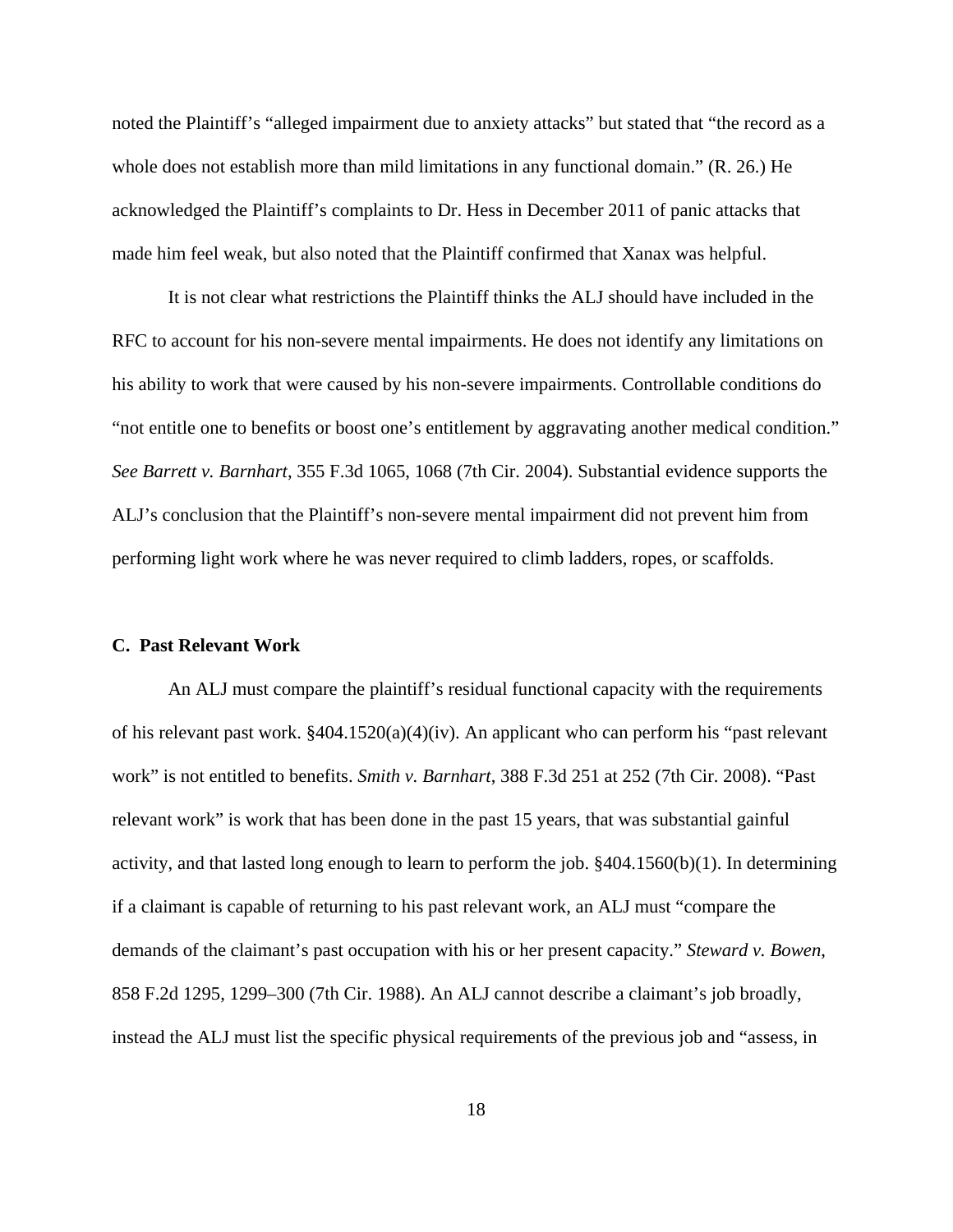noted the Plaintiff's "alleged impairment due to anxiety attacks" but stated that "the record as a whole does not establish more than mild limitations in any functional domain." (R. 26.) He acknowledged the Plaintiff's complaints to Dr. Hess in December 2011 of panic attacks that made him feel weak, but also noted that the Plaintiff confirmed that Xanax was helpful.

It is not clear what restrictions the Plaintiff thinks the ALJ should have included in the RFC to account for his non-severe mental impairments. He does not identify any limitations on his ability to work that were caused by his non-severe impairments. Controllable conditions do "not entitle one to benefits or boost one's entitlement by aggravating another medical condition." *See Barrett v. Barnhart*, 355 F.3d 1065, 1068 (7th Cir. 2004). Substantial evidence supports the ALJ's conclusion that the Plaintiff's non-severe mental impairment did not prevent him from performing light work where he was never required to climb ladders, ropes, or scaffolds.

**C. Past Relevant Work**

An ALJ must compare the plaintiff's residual functional capacity with the requirements of his relevant past work. §404.1520(a)(4)(iv). An applicant who can perform his "past relevant work" is not entitled to benefits. *Smith v. Barnhart*, 388 F.3d 251 at 252 (7th Cir. 2008). "Past relevant work" is work that has been done in the past 15 years, that was substantial gainful activity, and that lasted long enough to learn to perform the job. §404.1560(b)(1). In determining if a claimant is capable of returning to his past relevant work, an ALJ must "compare the demands of the claimant's past occupation with his or her present capacity." *Steward v. Bowen*, 858 F.2d 1295, 1299–300 (7th Cir. 1988). An ALJ cannot describe a claimant's job broadly, instead the ALJ must list the specific physical requirements of the previous job and "assess, in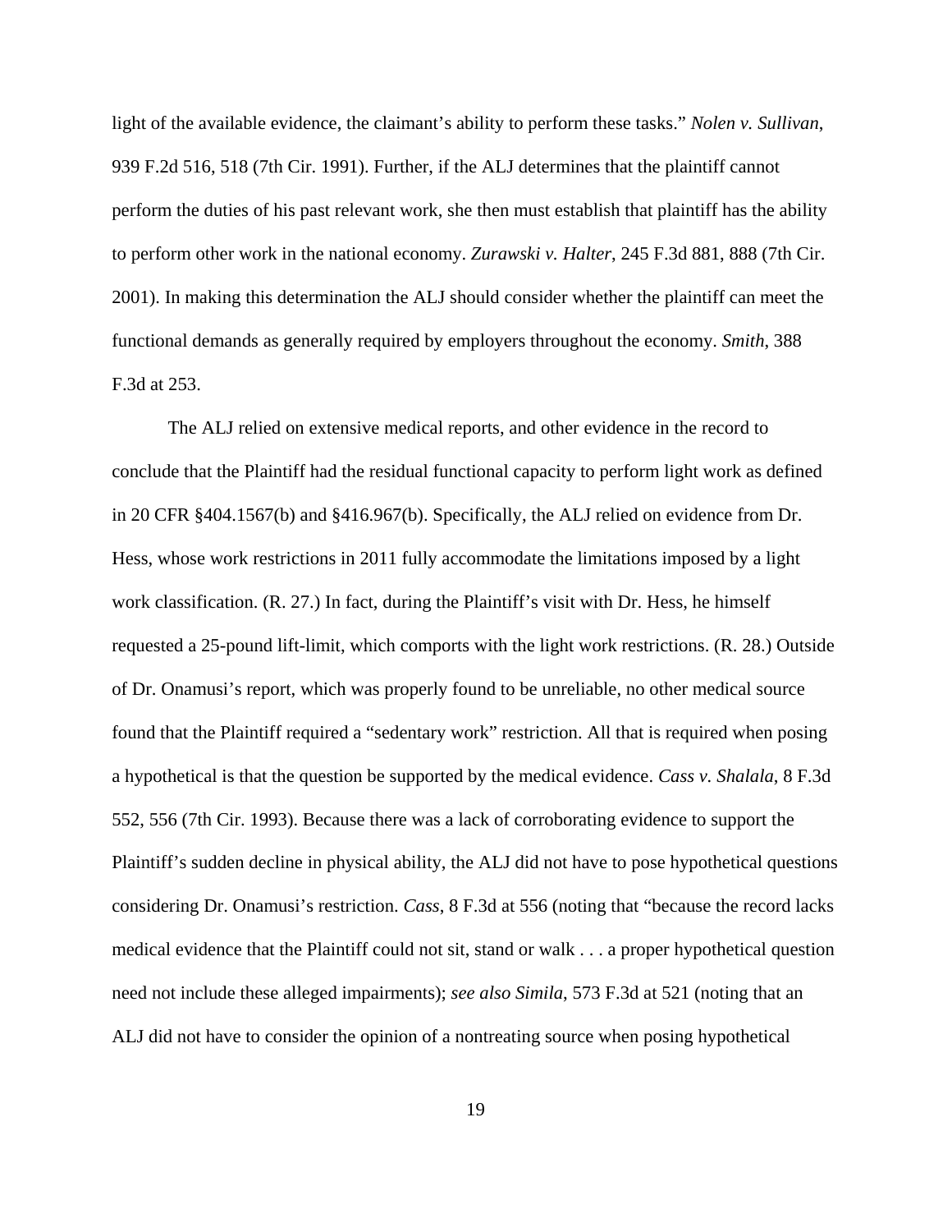light of the available evidence, the claimant's ability to perform these tasks." *Nolen v. Sullivan*, 939 F.2d 516, 518 (7th Cir. 1991). Further, if the ALJ determines that the plaintiff cannot perform the duties of his past relevant work, she then must establish that plaintiff has the ability to perform other work in the national economy. *Zurawski v. Halter*, 245 F.3d 881, 888 (7th Cir. 2001). In making this determination the ALJ should consider whether the plaintiff can meet the functional demands as generally required by employers throughout the economy. *Smith*, 388 F.3d at 253.

The ALJ relied on extensive medical reports, and other evidence in the record to conclude that the Plaintiff had the residual functional capacity to perform light work as defined in 20 CFR §404.1567(b) and §416.967(b). Specifically, the ALJ relied on evidence from Dr. Hess, whose work restrictions in 2011 fully accommodate the limitations imposed by a light work classification. (R. 27.) In fact, during the Plaintiff's visit with Dr. Hess, he himself requested a 25-pound lift-limit, which comports with the light work restrictions. (R. 28.) Outside of Dr. Onamusi's report, which was properly found to be unreliable, no other medical source found that the Plaintiff required a "sedentary work" restriction. All that is required when posing a hypothetical is that the question be supported by the medical evidence. *Cass v. Shalala*, 8 F.3d 552, 556 (7th Cir. 1993). Because there was a lack of corroborating evidence to support the Plaintiff's sudden decline in physical ability, the ALJ did not have to pose hypothetical questions considering Dr. Onamusi's restriction. *Cass*, 8 F.3d at 556 (noting that "because the record lacks medical evidence that the Plaintiff could not sit, stand or walk . . . a proper hypothetical question need not include these alleged impairments); *see also Simila*, 573 F.3d at 521 (noting that an ALJ did not have to consider the opinion of a nontreating source when posing hypothetical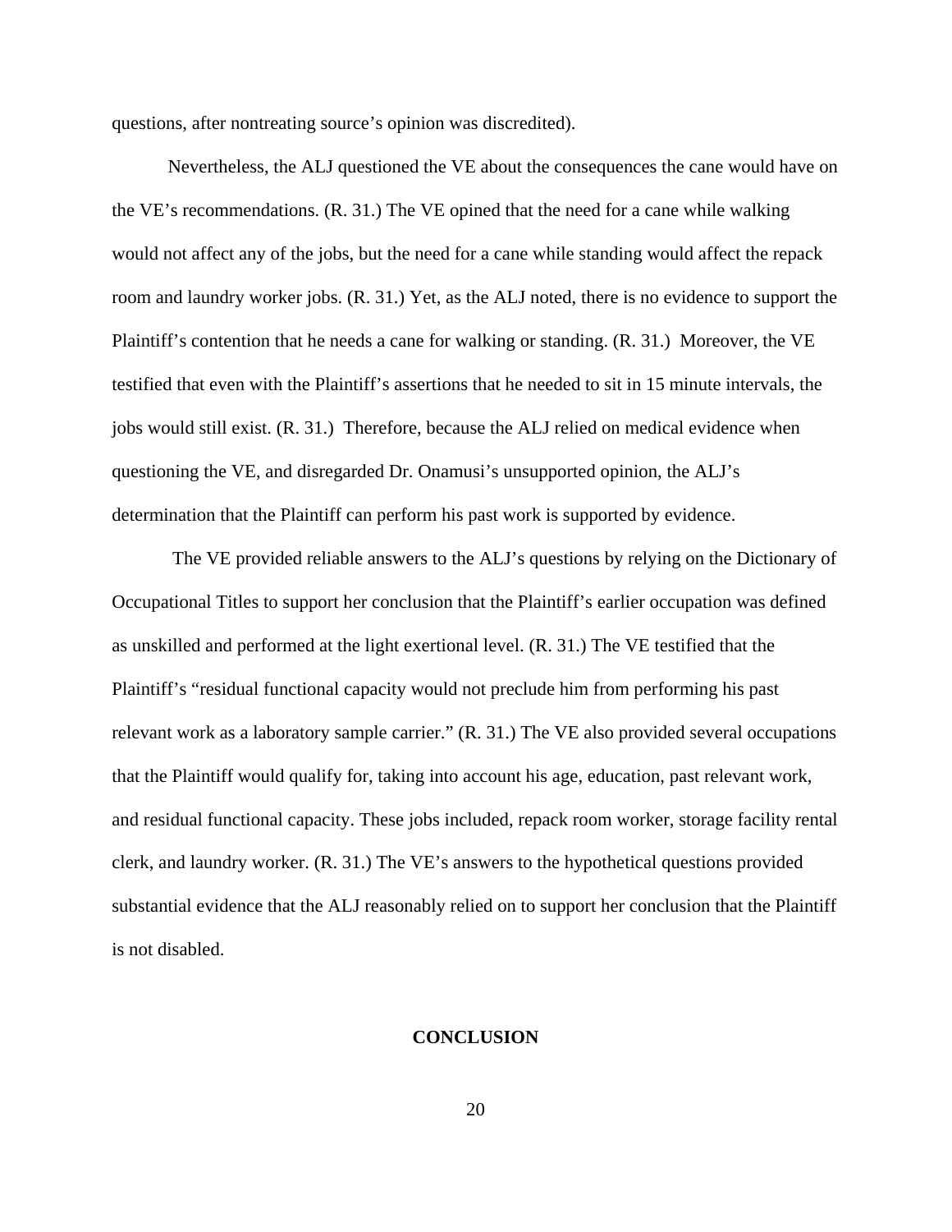questions, after nontreating source's opinion was discredited).

Nevertheless, the ALJ questioned the VE about the consequences the cane would have on the VE's recommendations. (R. 31.) The VE opined that the need for a cane while walking would not affect any of the jobs, but the need for a cane while standing would affect the repack room and laundry worker jobs. (R. 31.) Yet, as the ALJ noted, there is no evidence to support the Plaintiff's contention that he needs a cane for walking or standing. (R. 31.) Moreover, the VE testified that even with the Plaintiff's assertions that he needed to sit in 15 minute intervals, the jobs would still exist. (R. 31.) Therefore, because the ALJ relied on medical evidence when questioning the VE, and disregarded Dr. Onamusi's unsupported opinion, the ALJ's determination that the Plaintiff can perform his past work is supported by evidence.

The VE provided reliable answers to the ALJ's questions by relying on the Dictionary of Occupational Titles to support her conclusion that the Plaintiff's earlier occupation was defined as unskilled and performed at the light exertional level. (R. 31.) The VE testified that the Plaintiff's "residual functional capacity would not preclude him from performing his past relevant work as a laboratory sample carrier." (R. 31.) The VE also provided several occupations that the Plaintiff would qualify for, taking into account his age, education, past relevant work, and residual functional capacity. These jobs included, repack room worker, storage facility rental clerk, and laundry worker. (R. 31.) The VE's answers to the hypothetical questions provided substantial evidence that the ALJ reasonably relied on to support her conclusion that the Plaintiff is not disabled.

## CONCLUSION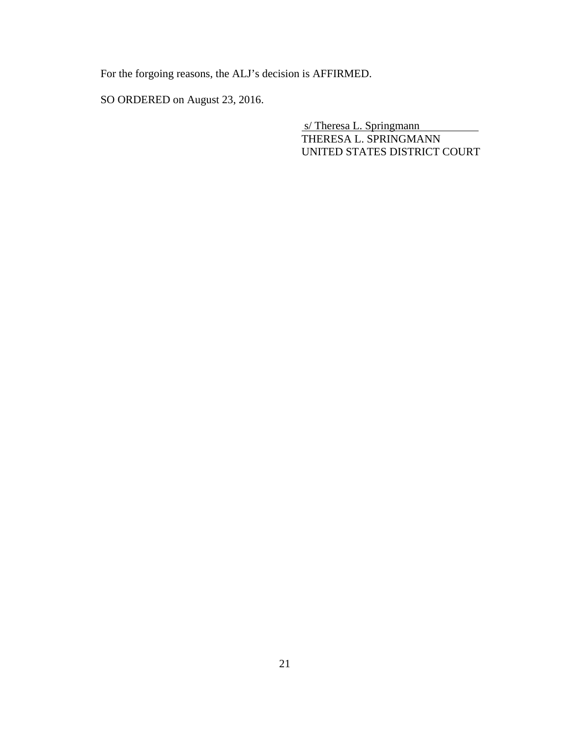For the forgoing reasons, the ALJ's decision is AFFIRMED.

SO ORDERED on August 23, 2016.

s/ Theresa L. Springmann
THERESA L. SPRINGMANN
UNITED STATES DISTRICT COURT